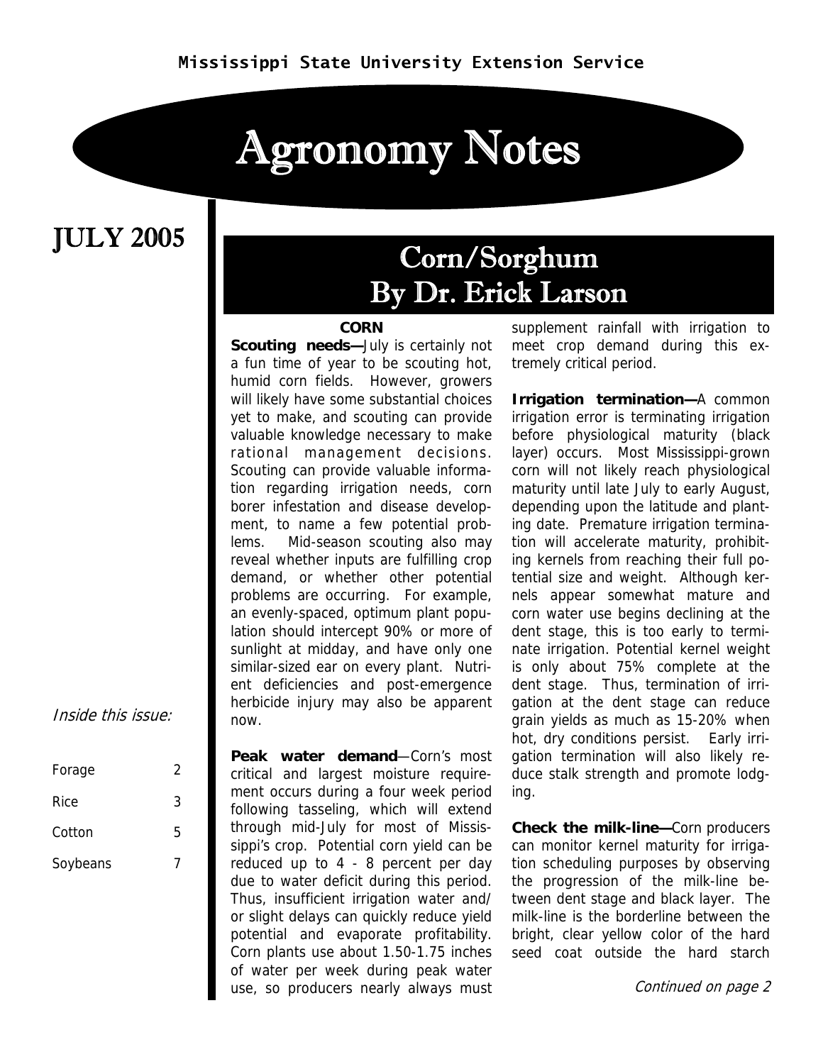Mississippi State University Extension Service

# Agronomy Notes

## JULY 2005

*Inside this issue:*

| | |
|---|---|
| Forage | 2 |
| Rice | 3 |
| Cotton | 5 |
| Soybeans | 7 |

## Corn/Sorghum
## By Dr. Erick Larson

### CORN

**Scouting needs—**July is certainly not a fun time of year to be scouting hot, humid corn fields. However, growers will likely have some substantial choices yet to make, and scouting can provide valuable knowledge necessary to make rational management decisions. Scouting can provide valuable information regarding irrigation needs, corn borer infestation and disease development, to name a few potential problems. Mid-season scouting also may reveal whether inputs are fulfilling crop demand, or whether other potential problems are occurring. For example, an evenly-spaced, optimum plant population should intercept 90% or more of sunlight at midday, and have only one similar-sized ear on every plant. Nutrient deficiencies and post-emergence herbicide injury may also be apparent now.

**Peak water demand**—Corn's most critical and largest moisture requirement occurs during a four week period following tasseling, which will extend through mid-July for most of Mississippi's crop. Potential corn yield can be reduced up to 4 - 8 percent per day due to water deficit during this period. Thus, insufficient irrigation water and/or slight delays can quickly reduce yield potential and evaporate profitability. Corn plants use about 1.50-1.75 inches of water per week during peak water use, so producers nearly always must supplement rainfall with irrigation to meet crop demand during this extremely critical period.

**Irrigation termination—**A common irrigation error is terminating irrigation before physiological maturity (black layer) occurs. Most Mississippi-grown corn will not likely reach physiological maturity until late July to early August, depending upon the latitude and planting date. Premature irrigation termination will accelerate maturity, prohibiting kernels from reaching their full potential size and weight. Although kernels appear somewhat mature and corn water use begins declining at the dent stage, this is too early to terminate irrigation. Potential kernel weight is only about 75% complete at the dent stage. Thus, termination of irrigation at the dent stage can reduce grain yields as much as 15-20% when hot, dry conditions persist. Early irrigation termination will also likely reduce stalk strength and promote lodging.

**Check the milk-line—**Corn producers can monitor kernel maturity for irrigation scheduling purposes by observing the progression of the milk-line between dent stage and black layer. The milk-line is the borderline between the bright, clear yellow color of the hard seed coat outside the hard starch

*Continued on page 2*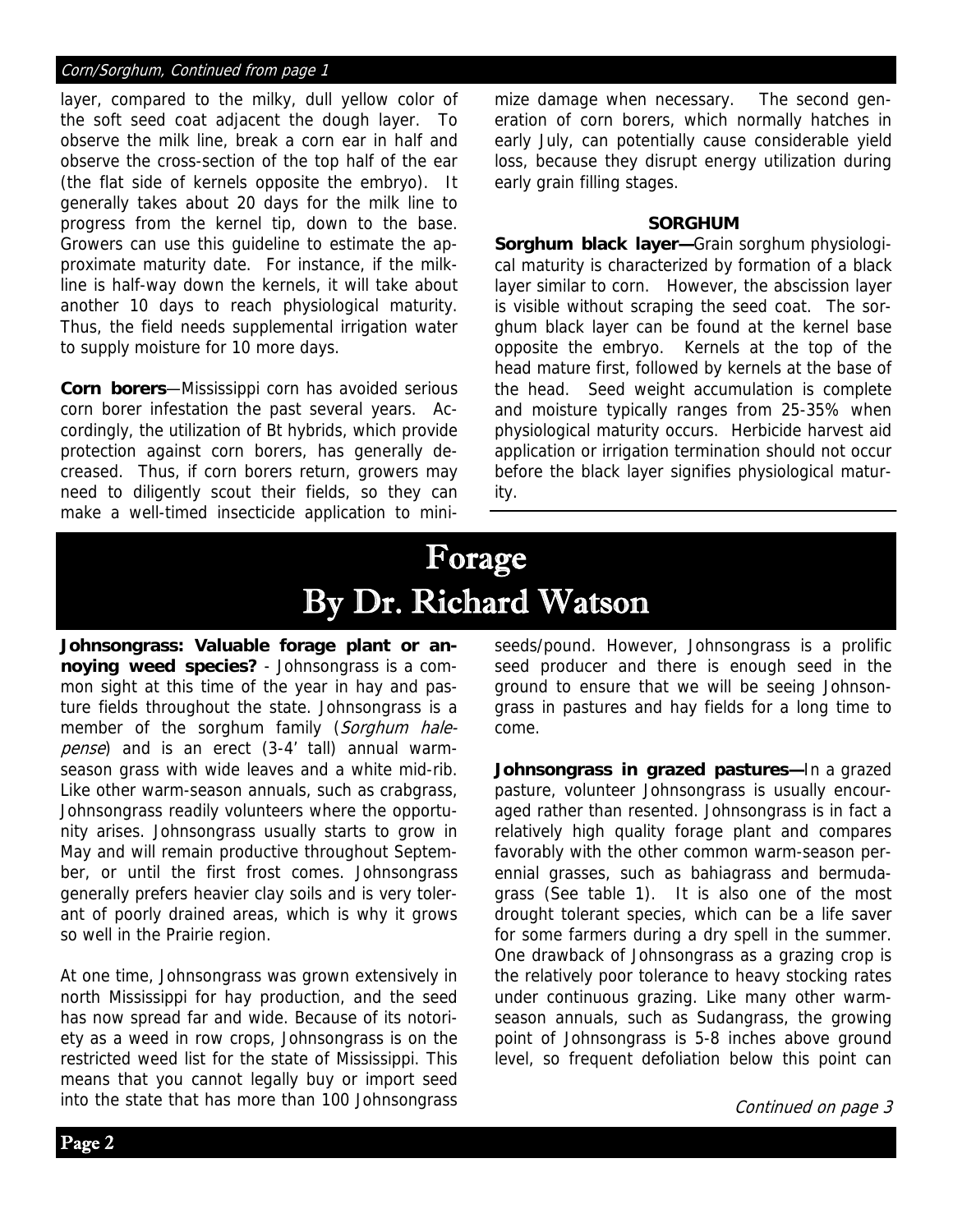*Corn/Sorghum, Continued from page 1*

layer, compared to the milky, dull yellow color of the soft seed coat adjacent the dough layer. To observe the milk line, break a corn ear in half and observe the cross-section of the top half of the ear (the flat side of kernels opposite the embryo). It generally takes about 20 days for the milk line to progress from the kernel tip, down to the base. Growers can use this guideline to estimate the approximate maturity date. For instance, if the milk-line is half-way down the kernels, it will take about another 10 days to reach physiological maturity. Thus, the field needs supplemental irrigation water to supply moisture for 10 more days.

**Corn borers**—Mississippi corn has avoided serious corn borer infestation the past several years. Accordingly, the utilization of Bt hybrids, which provide protection against corn borers, has generally decreased. Thus, if corn borers return, growers may need to diligently scout their fields, so they can make a well-timed insecticide application to minimize damage when necessary. The second generation of corn borers, which normally hatches in early July, can potentially cause considerable yield loss, because they disrupt energy utilization during early grain filling stages.

### SORGHUM

**Sorghum black layer—**Grain sorghum physiological maturity is characterized by formation of a black layer similar to corn. However, the abscission layer is visible without scraping the seed coat. The sorghum black layer can be found at the kernel base opposite the embryo. Kernels at the top of the head mature first, followed by kernels at the base of the head. Seed weight accumulation is complete and moisture typically ranges from 25-35% when physiological maturity occurs. Herbicide harvest aid application or irrigation termination should not occur before the black layer signifies physiological maturity.

# Forage
## By Dr. Richard Watson

**Johnsongrass: Valuable forage plant or annoying weed species?** - Johnsongrass is a common sight at this time of the year in hay and pasture fields throughout the state. Johnsongrass is a member of the sorghum family (*Sorghum halepense*) and is an erect (3-4' tall) annual warm-season grass with wide leaves and a white mid-rib. Like other warm-season annuals, such as crabgrass, Johnsongrass readily volunteers where the opportunity arises. Johnsongrass usually starts to grow in May and will remain productive throughout September, or until the first frost comes. Johnsongrass generally prefers heavier clay soils and is very tolerant of poorly drained areas, which is why it grows so well in the Prairie region.

At one time, Johnsongrass was grown extensively in north Mississippi for hay production, and the seed has now spread far and wide. Because of its notoriety as a weed in row crops, Johnsongrass is on the restricted weed list for the state of Mississippi. This means that you cannot legally buy or import seed into the state that has more than 100 Johnsongrass seeds/pound. However, Johnsongrass is a prolific seed producer and there is enough seed in the ground to ensure that we will be seeing Johnsongrass in pastures and hay fields for a long time to come.

**Johnsongrass in grazed pastures—**In a grazed pasture, volunteer Johnsongrass is usually encouraged rather than resented. Johnsongrass is in fact a relatively high quality forage plant and compares favorably with the other common warm-season perennial grasses, such as bahiagrass and bermudagrass (See table 1). It is also one of the most drought tolerant species, which can be a life saver for some farmers during a dry spell in the summer. One drawback of Johnsongrass as a grazing crop is the relatively poor tolerance to heavy stocking rates under continuous grazing. Like many other warm-season annuals, such as Sudangrass, the growing point of Johnsongrass is 5-8 inches above ground level, so frequent defoliation below this point can

*Continued on page 3*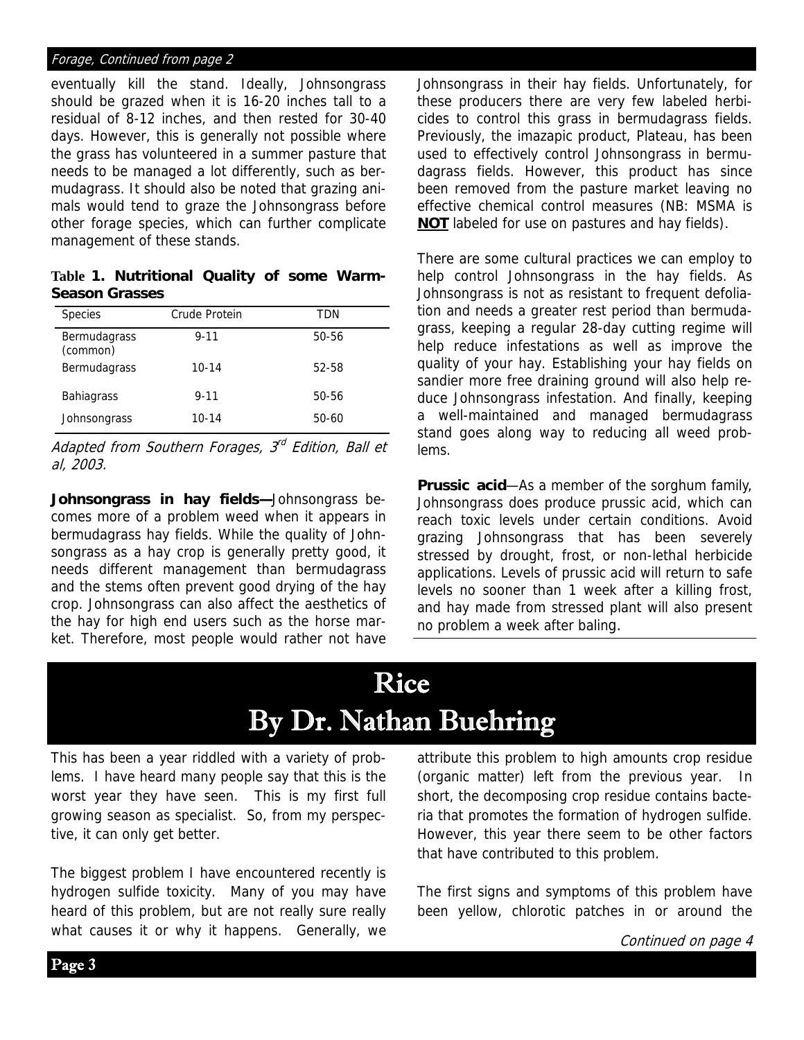*Forage, Continued from page 2*

eventually kill the stand. Ideally, Johnsongrass should be grazed when it is 16-20 inches tall to a residual of 8-12 inches, and then rested for 30-40 days. However, this is generally not possible where the grass has volunteered in a summer pasture that needs to be managed a lot differently, such as bermudagrass. It should also be noted that grazing animals would tend to graze the Johnsongrass before other forage species, which can further complicate management of these stands.

**Table 1. Nutritional Quality of some Warm-Season Grasses**

| Species | Crude Protein | TDN |
|---|---|---|
| Bermudagrass (common) | 9-11 | 50-56 |
| Bermudagrass | 10-14 | 52-58 |
| Bahiagrass | 9-11 | 50-56 |
| Johnsongrass | 10-14 | 50-60 |

*Adapted from Southern Forages, 3rd Edition, Ball et al, 2003.*

**Johnsongrass in hay fields—**Johnsongrass becomes more of a problem weed when it appears in bermudagrass hay fields. While the quality of Johnsongrass as a hay crop is generally pretty good, it needs different management than bermudagrass and the stems often prevent good drying of the hay crop. Johnsongrass can also affect the aesthetics of the hay for high end users such as the horse market. Therefore, most people would rather not have Johnsongrass in their hay fields. Unfortunately, for these producers there are very few labeled herbicides to control this grass in bermudagrass fields. Previously, the imazapic product, Plateau, has been used to effectively control Johnsongrass in bermudagrass fields. However, this product has since been removed from the pasture market leaving no effective chemical control measures (NB: MSMA is **NOT** labeled for use on pastures and hay fields).

There are some cultural practices we can employ to help control Johnsongrass in the hay fields. As Johnsongrass is not as resistant to frequent defoliation and needs a greater rest period than bermudagrass, keeping a regular 28-day cutting regime will help reduce infestations as well as improve the quality of your hay. Establishing your hay fields on sandier more free draining ground will also help reduce Johnsongrass infestation. And finally, keeping a well-maintained and managed bermudagrass stand goes along way to reducing all weed problems.

**Prussic acid**—As a member of the sorghum family, Johnsongrass does produce prussic acid, which can reach toxic levels under certain conditions. Avoid grazing Johnsongrass that has been severely stressed by drought, frost, or non-lethal herbicide applications. Levels of prussic acid will return to safe levels no sooner than 1 week after a killing frost, and hay made from stressed plant will also present no problem a week after baling.

# Rice
# By Dr. Nathan Buehring

This has been a year riddled with a variety of problems. I have heard many people say that this is the worst year they have seen. This is my first full growing season as specialist. So, from my perspective, it can only get better.

The biggest problem I have encountered recently is hydrogen sulfide toxicity. Many of you may have heard of this problem, but are not really sure really what causes it or why it happens. Generally, we attribute this problem to high amounts crop residue (organic matter) left from the previous year. In short, the decomposing crop residue contains bacteria that promotes the formation of hydrogen sulfide. However, this year there seem to be other factors that have contributed to this problem.

The first signs and symptoms of this problem have been yellow, chlorotic patches in or around the

*Continued on page 4*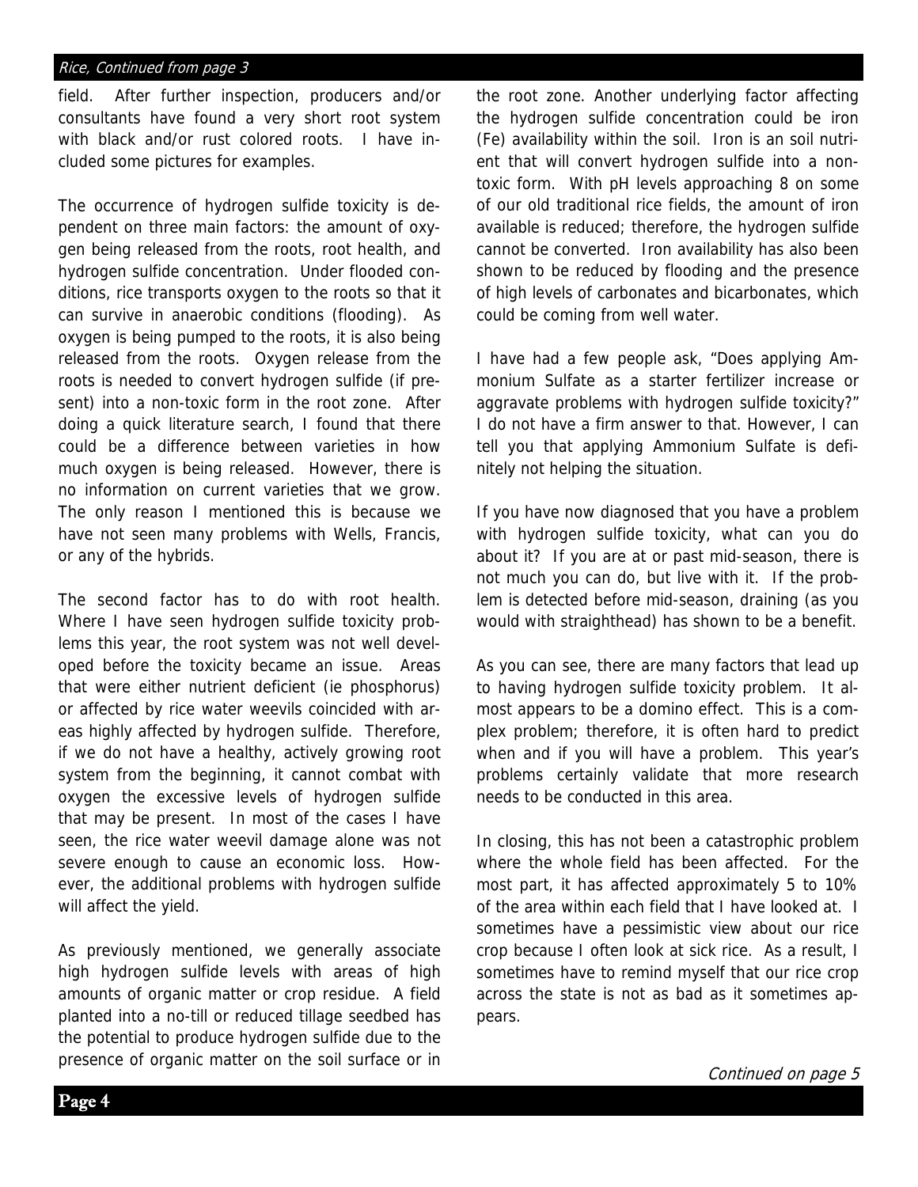*Rice, Continued from page 3*

field. After further inspection, producers and/or consultants have found a very short root system with black and/or rust colored roots. I have included some pictures for examples.

The occurrence of hydrogen sulfide toxicity is dependent on three main factors: the amount of oxygen being released from the roots, root health, and hydrogen sulfide concentration. Under flooded conditions, rice transports oxygen to the roots so that it can survive in anaerobic conditions (flooding). As oxygen is being pumped to the roots, it is also being released from the roots. Oxygen release from the roots is needed to convert hydrogen sulfide (if present) into a non-toxic form in the root zone. After doing a quick literature search, I found that there could be a difference between varieties in how much oxygen is being released. However, there is no information on current varieties that we grow. The only reason I mentioned this is because we have not seen many problems with Wells, Francis, or any of the hybrids.

The second factor has to do with root health. Where I have seen hydrogen sulfide toxicity problems this year, the root system was not well developed before the toxicity became an issue. Areas that were either nutrient deficient (ie phosphorus) or affected by rice water weevils coincided with areas highly affected by hydrogen sulfide. Therefore, if we do not have a healthy, actively growing root system from the beginning, it cannot combat with oxygen the excessive levels of hydrogen sulfide that may be present. In most of the cases I have seen, the rice water weevil damage alone was not severe enough to cause an economic loss. However, the additional problems with hydrogen sulfide will affect the yield.

As previously mentioned, we generally associate high hydrogen sulfide levels with areas of high amounts of organic matter or crop residue. A field planted into a no-till or reduced tillage seedbed has the potential to produce hydrogen sulfide due to the presence of organic matter on the soil surface or in the root zone. Another underlying factor affecting the hydrogen sulfide concentration could be iron (Fe) availability within the soil. Iron is an soil nutrient that will convert hydrogen sulfide into a non-toxic form. With pH levels approaching 8 on some of our old traditional rice fields, the amount of iron available is reduced; therefore, the hydrogen sulfide cannot be converted. Iron availability has also been shown to be reduced by flooding and the presence of high levels of carbonates and bicarbonates, which could be coming from well water.

I have had a few people ask, "Does applying Ammonium Sulfate as a starter fertilizer increase or aggravate problems with hydrogen sulfide toxicity?" I do not have a firm answer to that. However, I can tell you that applying Ammonium Sulfate is definitely not helping the situation.

If you have now diagnosed that you have a problem with hydrogen sulfide toxicity, what can you do about it? If you are at or past mid-season, there is not much you can do, but live with it. If the problem is detected before mid-season, draining (as you would with straighthead) has shown to be a benefit.

As you can see, there are many factors that lead up to having hydrogen sulfide toxicity problem. It almost appears to be a domino effect. This is a complex problem; therefore, it is often hard to predict when and if you will have a problem. This year's problems certainly validate that more research needs to be conducted in this area.

In closing, this has not been a catastrophic problem where the whole field has been affected. For the most part, it has affected approximately 5 to 10% of the area within each field that I have looked at. I sometimes have a pessimistic view about our rice crop because I often look at sick rice. As a result, I sometimes have to remind myself that our rice crop across the state is not as bad as it sometimes appears.

*Continued on page 5*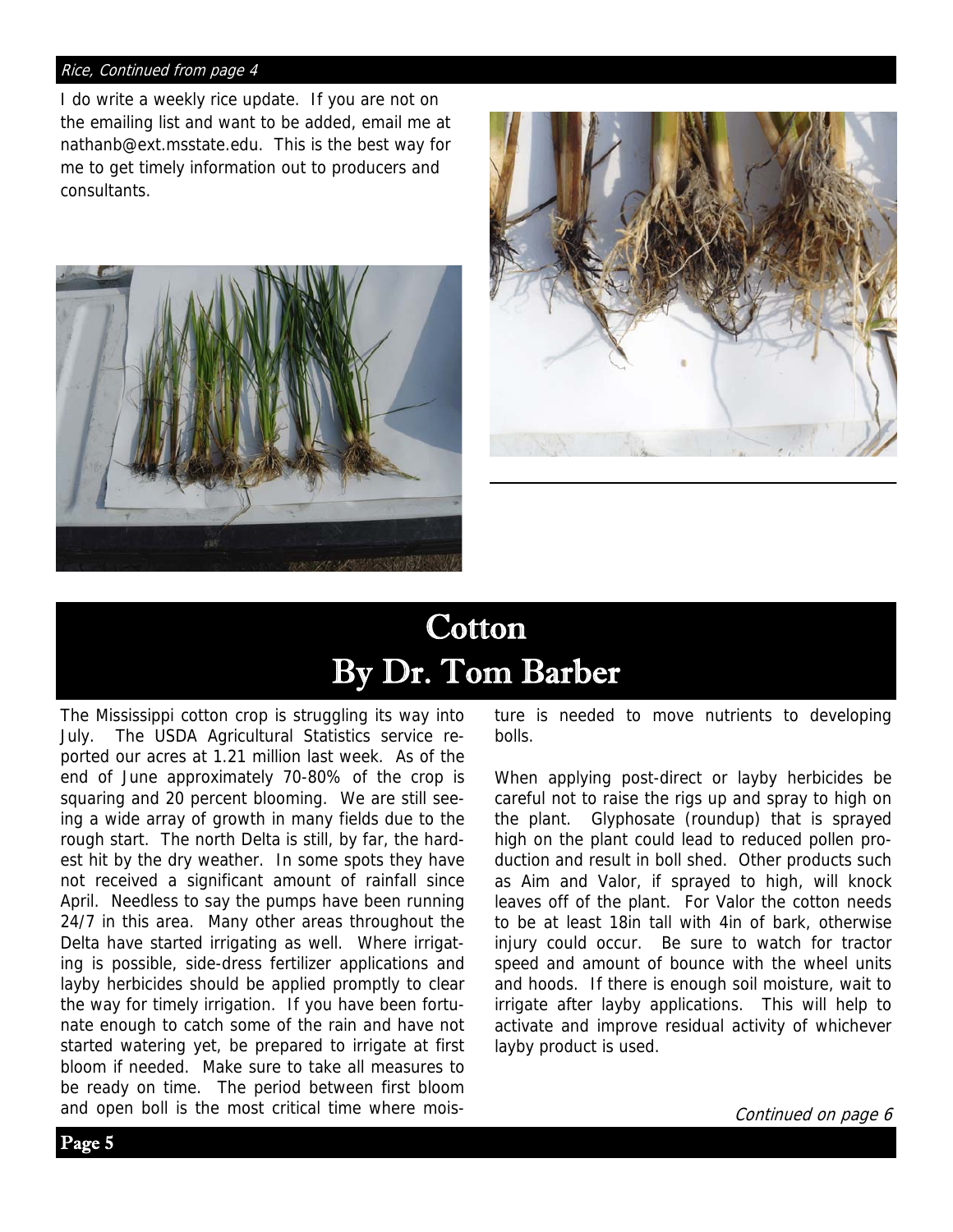*Rice, Continued from page 4*

I do write a weekly rice update. If you are not on the emailing list and want to be added, email me at nathanb@ext.msstate.edu. This is the best way for me to get timely information out to producers and consultants.

# Cotton
## By Dr. Tom Barber

The Mississippi cotton crop is struggling its way into July. The USDA Agricultural Statistics service reported our acres at 1.21 million last week. As of the end of June approximately 70-80% of the crop is squaring and 20 percent blooming. We are still seeing a wide array of growth in many fields due to the rough start. The north Delta is still, by far, the hardest hit by the dry weather. In some spots they have not received a significant amount of rainfall since April. Needless to say the pumps have been running 24/7 in this area. Many other areas throughout the Delta have started irrigating as well. Where irrigating is possible, side-dress fertilizer applications and layby herbicides should be applied promptly to clear the way for timely irrigation. If you have been fortunate enough to catch some of the rain and have not started watering yet, be prepared to irrigate at first bloom if needed. Make sure to take all measures to be ready on time. The period between first bloom and open boll is the most critical time where moisture is needed to move nutrients to developing bolls.

When applying post-direct or layby herbicides be careful not to raise the rigs up and spray to high on the plant. Glyphosate (roundup) that is sprayed high on the plant could lead to reduced pollen production and result in boll shed. Other products such as Aim and Valor, if sprayed to high, will knock leaves off of the plant. For Valor the cotton needs to be at least 18in tall with 4in of bark, otherwise injury could occur. Be sure to watch for tractor speed and amount of bounce with the wheel units and hoods. If there is enough soil moisture, wait to irrigate after layby applications. This will help to activate and improve residual activity of whichever layby product is used.

*Continued on page 6*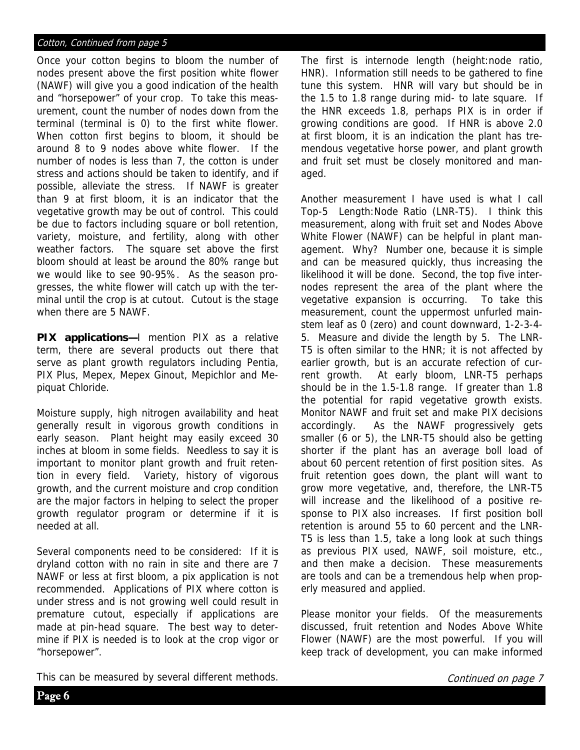*Cotton, Continued from page 5*

Once your cotton begins to bloom the number of nodes present above the first position white flower (NAWF) will give you a good indication of the health and "horsepower" of your crop. To take this measurement, count the number of nodes down from the terminal (terminal is 0) to the first white flower. When cotton first begins to bloom, it should be around 8 to 9 nodes above white flower. If the number of nodes is less than 7, the cotton is under stress and actions should be taken to identify, and if possible, alleviate the stress. If NAWF is greater than 9 at first bloom, it is an indicator that the vegetative growth may be out of control. This could be due to factors including square or boll retention, variety, moisture, and fertility, along with other weather factors. The square set above the first bloom should at least be around the 80% range but we would like to see 90-95%. As the season progresses, the white flower will catch up with the terminal until the crop is at cutout. Cutout is the stage when there are 5 NAWF.

**PIX applications—**I mention PIX as a relative term, there are several products out there that serve as plant growth regulators including Pentia, PIX Plus, Mepex, Mepex Ginout, Mepichlor and Mepiquat Chloride.

Moisture supply, high nitrogen availability and heat generally result in vigorous growth conditions in early season. Plant height may easily exceed 30 inches at bloom in some fields. Needless to say it is important to monitor plant growth and fruit retention in every field. Variety, history of vigorous growth, and the current moisture and crop condition are the major factors in helping to select the proper growth regulator program or determine if it is needed at all.

Several components need to be considered: If it is dryland cotton with no rain in site and there are 7 NAWF or less at first bloom, a pix application is not recommended. Applications of PIX where cotton is under stress and is not growing well could result in premature cutout, especially if applications are made at pin-head square. The best way to determine if PIX is needed is to look at the crop vigor or "horsepower".

This can be measured by several different methods.

The first is internode length (height:node ratio, HNR). Information still needs to be gathered to fine tune this system. HNR will vary but should be in the 1.5 to 1.8 range during mid- to late square. If the HNR exceeds 1.8, perhaps PIX is in order if growing conditions are good. If HNR is above 2.0 at first bloom, it is an indication the plant has tremendous vegetative horse power, and plant growth and fruit set must be closely monitored and managed.

Another measurement I have used is what I call Top-5 Length:Node Ratio (LNR-T5). I think this measurement, along with fruit set and Nodes Above White Flower (NAWF) can be helpful in plant management. Why? Number one, because it is simple and can be measured quickly, thus increasing the likelihood it will be done. Second, the top five internodes represent the area of the plant where the vegetative expansion is occurring. To take this measurement, count the uppermost unfurled mainstem leaf as 0 (zero) and count downward, 1-2-3-4-5. Measure and divide the length by 5. The LNR-T5 is often similar to the HNR; it is not affected by earlier growth, but is an accurate refection of current growth. At early bloom, LNR-T5 perhaps should be in the 1.5-1.8 range. If greater than 1.8 the potential for rapid vegetative growth exists. Monitor NAWF and fruit set and make PIX decisions accordingly. As the NAWF progressively gets smaller (6 or 5), the LNR-T5 should also be getting shorter if the plant has an average boll load of about 60 percent retention of first position sites. As fruit retention goes down, the plant will want to grow more vegetative, and, therefore, the LNR-T5 will increase and the likelihood of a positive response to PIX also increases. If first position boll retention is around 55 to 60 percent and the LNR-T5 is less than 1.5, take a long look at such things as previous PIX used, NAWF, soil moisture, etc., and then make a decision. These measurements are tools and can be a tremendous help when properly measured and applied.

Please monitor your fields. Of the measurements discussed, fruit retention and Nodes Above White Flower (NAWF) are the most powerful. If you will keep track of development, you can make informed

*Continued on page 7*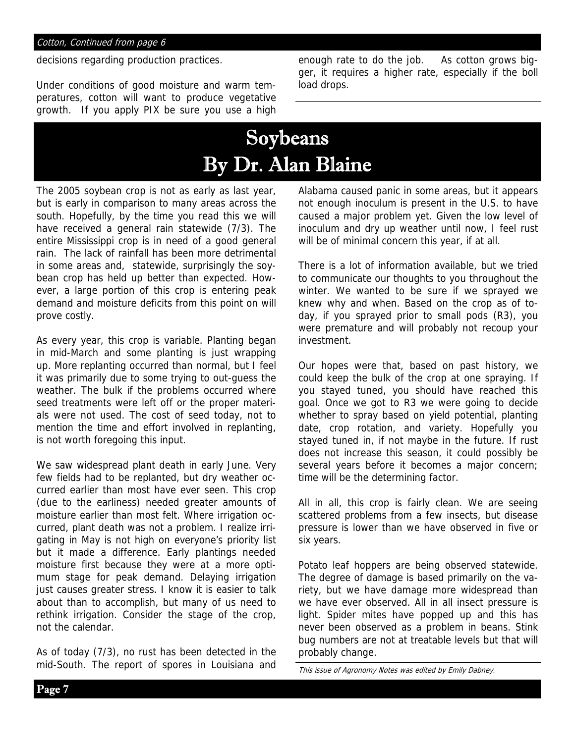*Cotton, Continued from page 6*

decisions regarding production practices.

Under conditions of good moisture and warm temperatures, cotton will want to produce vegetative growth. If you apply PIX be sure you use a high enough rate to do the job. As cotton grows bigger, it requires a higher rate, especially if the boll load drops.

# Soybeans
# By Dr. Alan Blaine

The 2005 soybean crop is not as early as last year, but is early in comparison to many areas across the south. Hopefully, by the time you read this we will have received a general rain statewide (7/3). The entire Mississippi crop is in need of a good general rain. The lack of rainfall has been more detrimental in some areas and, statewide, surprisingly the soybean crop has held up better than expected. However, a large portion of this crop is entering peak demand and moisture deficits from this point on will prove costly.

As every year, this crop is variable. Planting began in mid-March and some planting is just wrapping up. More replanting occurred than normal, but I feel it was primarily due to some trying to out-guess the weather. The bulk if the problems occurred where seed treatments were left off or the proper materials were not used. The cost of seed today, not to mention the time and effort involved in replanting, is not worth foregoing this input.

We saw widespread plant death in early June. Very few fields had to be replanted, but dry weather occurred earlier than most have ever seen. This crop (due to the earliness) needed greater amounts of moisture earlier than most felt. Where irrigation occurred, plant death was not a problem. I realize irrigating in May is not high on everyone's priority list but it made a difference. Early plantings needed moisture first because they were at a more optimum stage for peak demand. Delaying irrigation just causes greater stress. I know it is easier to talk about than to accomplish, but many of us need to rethink irrigation. Consider the stage of the crop, not the calendar.

As of today (7/3), no rust has been detected in the mid-South. The report of spores in Louisiana and Alabama caused panic in some areas, but it appears not enough inoculum is present in the U.S. to have caused a major problem yet. Given the low level of inoculum and dry up weather until now, I feel rust will be of minimal concern this year, if at all.

There is a lot of information available, but we tried to communicate our thoughts to you throughout the winter. We wanted to be sure if we sprayed we knew why and when. Based on the crop as of today, if you sprayed prior to small pods (R3), you were premature and will probably not recoup your investment.

Our hopes were that, based on past history, we could keep the bulk of the crop at one spraying. If you stayed tuned, you should have reached this goal. Once we got to R3 we were going to decide whether to spray based on yield potential, planting date, crop rotation, and variety. Hopefully you stayed tuned in, if not maybe in the future. If rust does not increase this season, it could possibly be several years before it becomes a major concern; time will be the determining factor.

All in all, this crop is fairly clean. We are seeing scattered problems from a few insects, but disease pressure is lower than we have observed in five or six years.

Potato leaf hoppers are being observed statewide. The degree of damage is based primarily on the variety, but we have damage more widespread than we have ever observed. All in all insect pressure is light. Spider mites have popped up and this has never been observed as a problem in beans. Stink bug numbers are not at treatable levels but that will probably change.

*This issue of Agronomy Notes was edited by Emily Dabney.*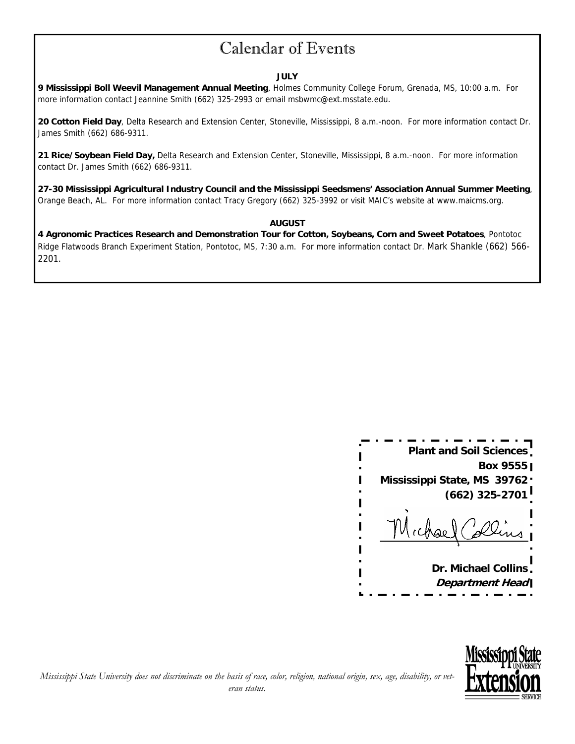# Calendar of Events

**JULY**

**9 Mississippi Boll Weevil Management Annual Meeting**, Holmes Community College Forum, Grenada, MS, 10:00 a.m. For more information contact Jeannine Smith (662) 325-2993 or email msbwmc@ext.msstate.edu.

**20 Cotton Field Day**, Delta Research and Extension Center, Stoneville, Mississippi, 8 a.m.-noon. For more information contact Dr. James Smith (662) 686-9311.

**21 Rice/Soybean Field Day,** Delta Research and Extension Center, Stoneville, Mississippi, 8 a.m.-noon. For more information contact Dr. James Smith (662) 686-9311.

**27-30 Mississippi Agricultural Industry Council and the Mississippi Seedsmens' Association Annual Summer Meeting**, Orange Beach, AL. For more information contact Tracy Gregory (662) 325-3992 or visit MAIC's website at www.maicms.org.

**AUGUST**

**4 Agronomic Practices Research and Demonstration Tour for Cotton, Soybeans, Corn and Sweet Potatoes**, Pontotoc Ridge Flatwoods Branch Experiment Station, Pontotoc, MS, 7:30 a.m. For more information contact Dr. Mark Shankle (662) 566-2201.

**Plant and Soil Sciences**
**Box 9555**
**Mississippi State, MS 39762**
**(662) 325-2701**

Michael Collins

**Dr. Michael Collins**
***Department Head***

*Mississippi State University does not discriminate on the basis of race, color, religion, national origin, sex, age, disability, or veteran status.*

Mississippi State University Extension Service